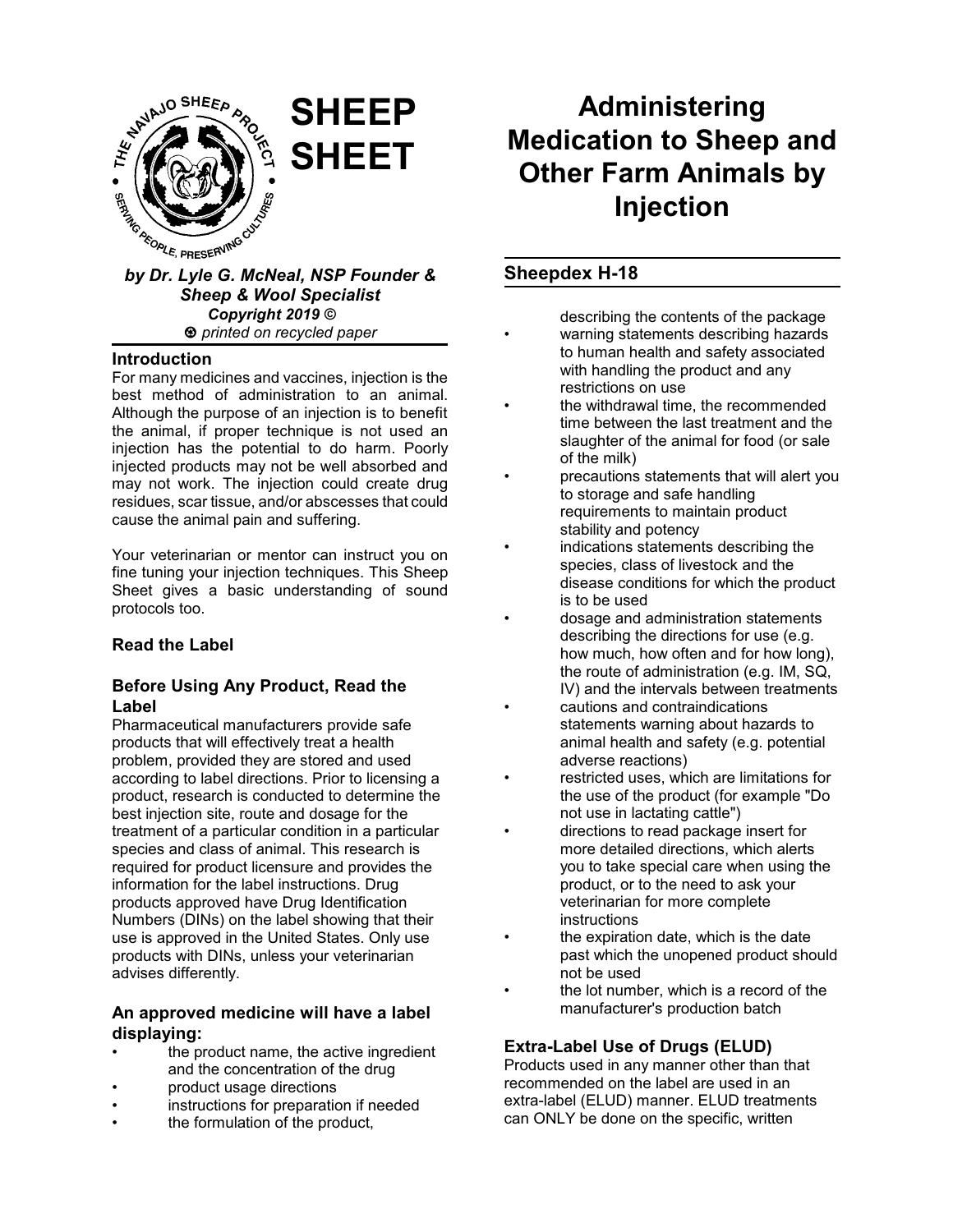# SHEEP SHEET

# Administering Medication to Sheep and Other Farm Animals by Injection

*by Dr. Lyle G. McNeal, NSP Founder & Sheep & Wool Specialist*
*Copyright 2019 ©*
*printed on recycled paper*

## Sheepdex H-18

### Introduction

For many medicines and vaccines, injection is the best method of administration to an animal. Although the purpose of an injection is to benefit the animal, if proper technique is not used an injection has the potential to do harm. Poorly injected products may not be well absorbed and may not work. The injection could create drug residues, scar tissue, and/or abscesses that could cause the animal pain and suffering.

Your veterinarian or mentor can instruct you on fine tuning your injection techniques. This Sheep Sheet gives a basic understanding of sound protocols too.

### Read the Label

### Before Using Any Product, Read the Label

Pharmaceutical manufacturers provide safe products that will effectively treat a health problem, provided they are stored and used according to label directions. Prior to licensing a product, research is conducted to determine the best injection site, route and dosage for the treatment of a particular condition in a particular species and class of animal. This research is required for product licensure and provides the information for the label instructions. Drug products approved have Drug Identification Numbers (DINs) on the label showing that their use is approved in the United States. Only use products with DINs, unless your veterinarian advises differently.

### An approved medicine will have a label displaying:

- the product name, the active ingredient and the concentration of the drug
- product usage directions
- instructions for preparation if needed
- the formulation of the product, describing the contents of the package
- warning statements describing hazards to human health and safety associated with handling the product and any restrictions on use
- the withdrawal time, the recommended time between the last treatment and the slaughter of the animal for food (or sale of the milk)
- precautions statements that will alert you to storage and safe handling requirements to maintain product stability and potency
- indications statements describing the species, class of livestock and the disease conditions for which the product is to be used
- dosage and administration statements describing the directions for use (e.g. how much, how often and for how long), the route of administration (e.g. IM, SQ, IV) and the intervals between treatments
- cautions and contraindications statements warning about hazards to animal health and safety (e.g. potential adverse reactions)
- restricted uses, which are limitations for the use of the product (for example "Do not use in lactating cattle")
- directions to read package insert for more detailed directions, which alerts you to take special care when using the product, or to the need to ask your veterinarian for more complete instructions
- the expiration date, which is the date past which the unopened product should not be used
- the lot number, which is a record of the manufacturer's production batch

### Extra-Label Use of Drugs (ELUD)

Products used in any manner other than that recommended on the label are used in an extra-label (ELUD) manner. ELUD treatments can ONLY be done on the specific, written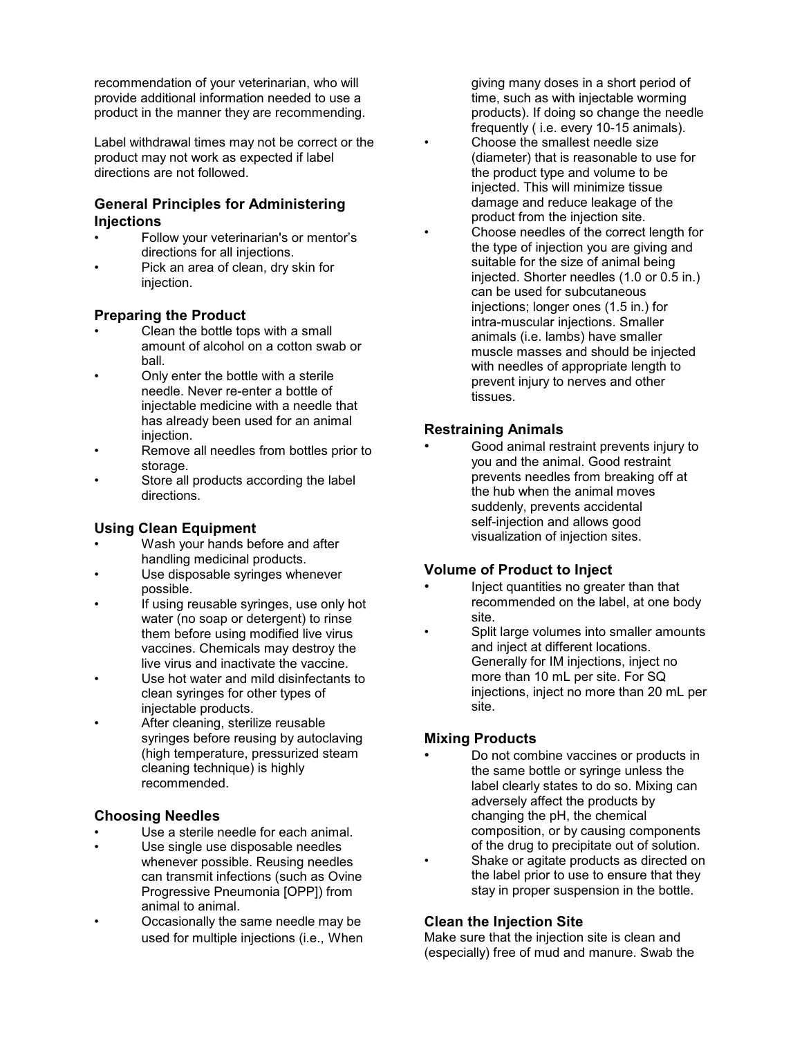recommendation of your veterinarian, who will provide additional information needed to use a product in the manner they are recommending.

Label withdrawal times may not be correct or the product may not work as expected if label directions are not followed.

### General Principles for Administering Injections

- Follow your veterinarian's or mentor's directions for all injections.
- Pick an area of clean, dry skin for injection.

### Preparing the Product

- Clean the bottle tops with a small amount of alcohol on a cotton swab or ball.
- Only enter the bottle with a sterile needle. Never re-enter a bottle of injectable medicine with a needle that has already been used for an animal injection.
- Remove all needles from bottles prior to storage.
- Store all products according the label directions.

### Using Clean Equipment

- Wash your hands before and after handling medicinal products.
- Use disposable syringes whenever possible.
- If using reusable syringes, use only hot water (no soap or detergent) to rinse them before using modified live virus vaccines. Chemicals may destroy the live virus and inactivate the vaccine.
- Use hot water and mild disinfectants to clean syringes for other types of injectable products.
- After cleaning, sterilize reusable syringes before reusing by autoclaving (high temperature, pressurized steam cleaning technique) is highly recommended.

### Choosing Needles

- Use a sterile needle for each animal.
- Use single use disposable needles whenever possible. Reusing needles can transmit infections (such as Ovine Progressive Pneumonia [OPP]) from animal to animal.
- Occasionally the same needle may be used for multiple injections (i.e., When giving many doses in a short period of time, such as with injectable worming products). If doing so change the needle frequently ( i.e. every 10-15 animals).
- Choose the smallest needle size (diameter) that is reasonable to use for the product type and volume to be injected. This will minimize tissue damage and reduce leakage of the product from the injection site.
- Choose needles of the correct length for the type of injection you are giving and suitable for the size of animal being injected. Shorter needles (1.0 or 0.5 in.) can be used for subcutaneous injections; longer ones (1.5 in.) for intra-muscular injections. Smaller animals (i.e. lambs) have smaller muscle masses and should be injected with needles of appropriate length to prevent injury to nerves and other tissues.

### Restraining Animals

- Good animal restraint prevents injury to you and the animal. Good restraint prevents needles from breaking off at the hub when the animal moves suddenly, prevents accidental self-injection and allows good visualization of injection sites.

### Volume of Product to Inject

- Inject quantities no greater than that recommended on the label, at one body site.
- Split large volumes into smaller amounts and inject at different locations. Generally for IM injections, inject no more than 10 mL per site. For SQ injections, inject no more than 20 mL per site.

### Mixing Products

- Do not combine vaccines or products in the same bottle or syringe unless the label clearly states to do so. Mixing can adversely affect the products by changing the pH, the chemical composition, or by causing components of the drug to precipitate out of solution.
- Shake or agitate products as directed on the label prior to use to ensure that they stay in proper suspension in the bottle.

### Clean the Injection Site

Make sure that the injection site is clean and (especially) free of mud and manure. Swab the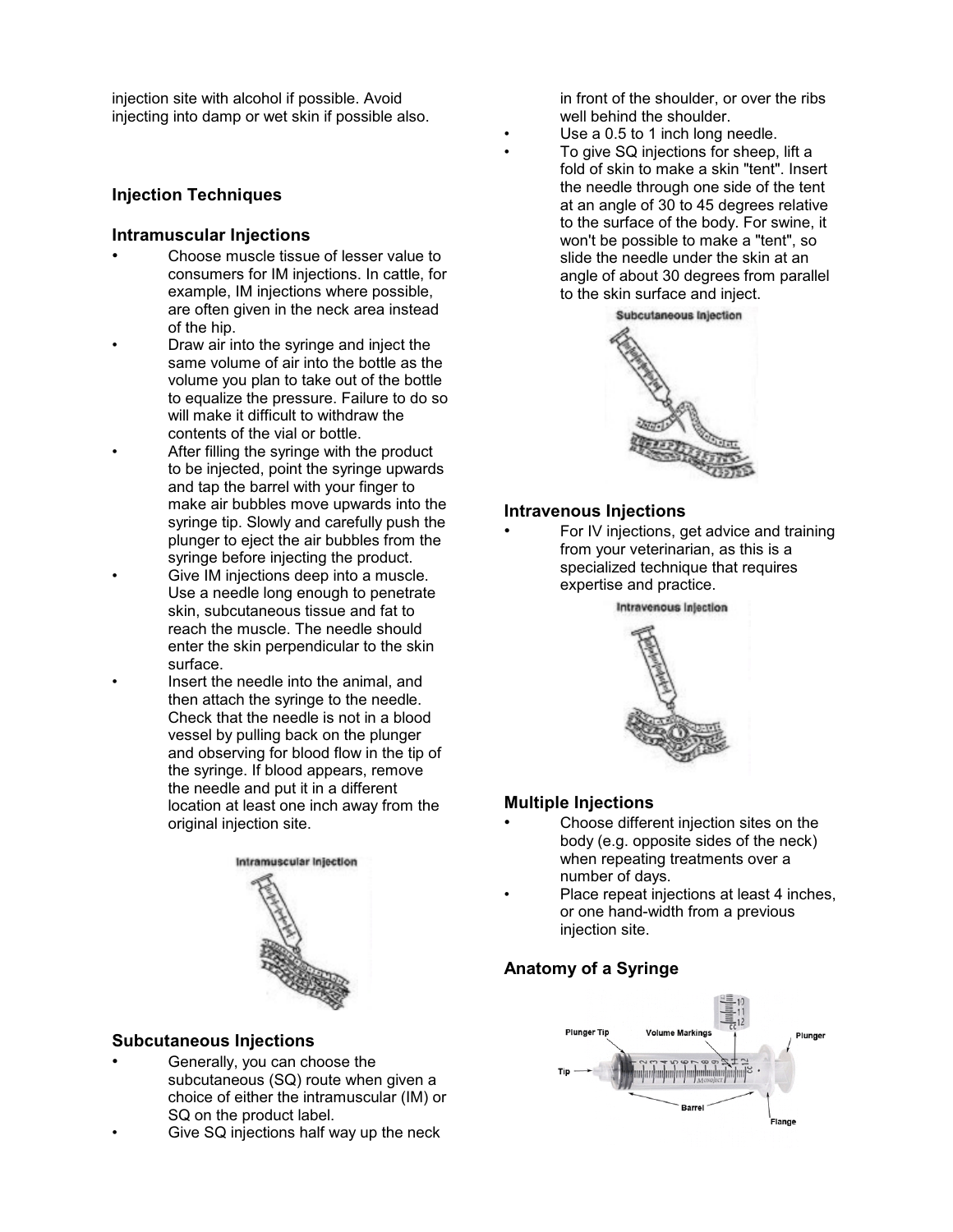injection site with alcohol if possible. Avoid injecting into damp or wet skin if possible also.

## Injection Techniques

### Intramuscular Injections

- Choose muscle tissue of lesser value to consumers for IM injections. In cattle, for example, IM injections where possible, are often given in the neck area instead of the hip.
- Draw air into the syringe and inject the same volume of air into the bottle as the volume you plan to take out of the bottle to equalize the pressure. Failure to do so will make it difficult to withdraw the contents of the vial or bottle.
- After filling the syringe with the product to be injected, point the syringe upwards and tap the barrel with your finger to make air bubbles move upwards into the syringe tip. Slowly and carefully push the plunger to eject the air bubbles from the syringe before injecting the product.
- Give IM injections deep into a muscle. Use a needle long enough to penetrate skin, subcutaneous tissue and fat to reach the muscle. The needle should enter the skin perpendicular to the skin surface.
- Insert the needle into the animal, and then attach the syringe to the needle. Check that the needle is not in a blood vessel by pulling back on the plunger and observing for blood flow in the tip of the syringe. If blood appears, remove the needle and put it in a different location at least one inch away from the original injection site.

Intramuscular Injection

### Subcutaneous Injections

- Generally, you can choose the subcutaneous (SQ) route when given a choice of either the intramuscular (IM) or SQ on the product label.
- Give SQ injections half way up the neck in front of the shoulder, or over the ribs well behind the shoulder.
- Use a 0.5 to 1 inch long needle.
- To give SQ injections for sheep, lift a fold of skin to make a skin "tent". Insert the needle through one side of the tent at an angle of 30 to 45 degrees relative to the surface of the body. For swine, it won't be possible to make a "tent", so slide the needle under the skin at an angle of about 30 degrees from parallel to the skin surface and inject.

Subcutaneous Injection

### Intravenous Injections

- For IV injections, get advice and training from your veterinarian, as this is a specialized technique that requires expertise and practice.

Intravenous Injection

### Multiple Injections

- Choose different injection sites on the body (e.g. opposite sides of the neck) when repeating treatments over a number of days.
- Place repeat injections at least 4 inches, or one hand-width from a previous injection site.

### Anatomy of a Syringe

Plunger Tip, Volume Markings, Plunger, Tip, Barrel, Flange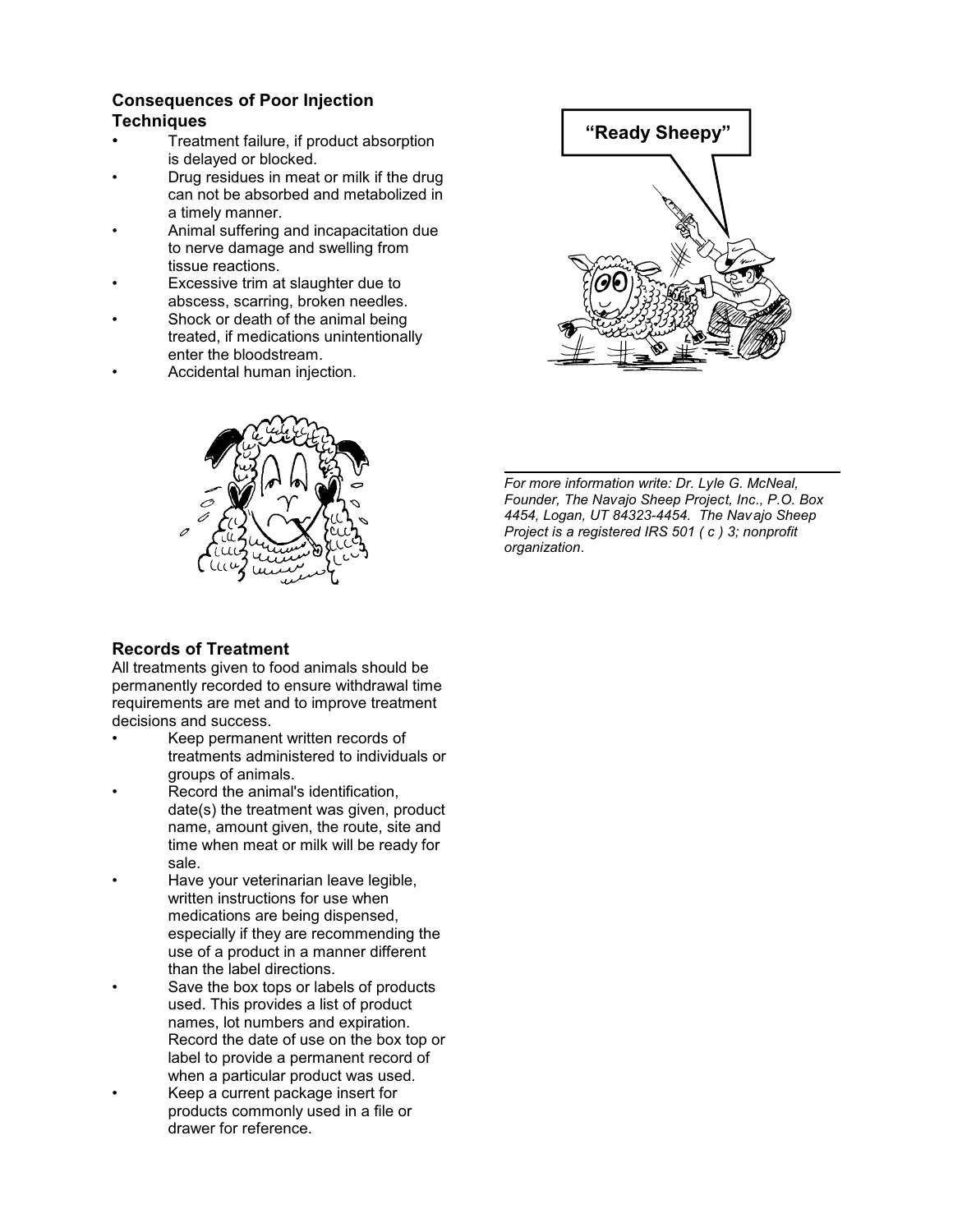### Consequences of Poor Injection Techniques

- Treatment failure, if product absorption is delayed or blocked.
- Drug residues in meat or milk if the drug can not be absorbed and metabolized in a timely manner.
- Animal suffering and incapacitation due to nerve damage and swelling from tissue reactions.
- Excessive trim at slaughter due to abscess, scarring, broken needles.
- Shock or death of the animal being treated, if medications unintentionally enter the bloodstream.
- Accidental human injection.

### Records of Treatment

All treatments given to food animals should be permanently recorded to ensure withdrawal time requirements are met and to improve treatment decisions and success.

- Keep permanent written records of treatments administered to individuals or groups of animals.
- Record the animal's identification, date(s) the treatment was given, product name, amount given, the route, site and time when meat or milk will be ready for sale.
- Have your veterinarian leave legible, written instructions for use when medications are being dispensed, especially if they are recommending the use of a product in a manner different than the label directions.
- Save the box tops or labels of products used. This provides a list of product names, lot numbers and expiration. Record the date of use on the box top or label to provide a permanent record of when a particular product was used.
- Keep a current package insert for products commonly used in a file or drawer for reference.

---

*For more information write: Dr. Lyle G. McNeal, Founder, The Navajo Sheep Project, Inc., P.O. Box 4454, Logan, UT 84323-4454. The Navajo Sheep Project is a registered IRS 501 ( c ) 3; nonprofit organization.*